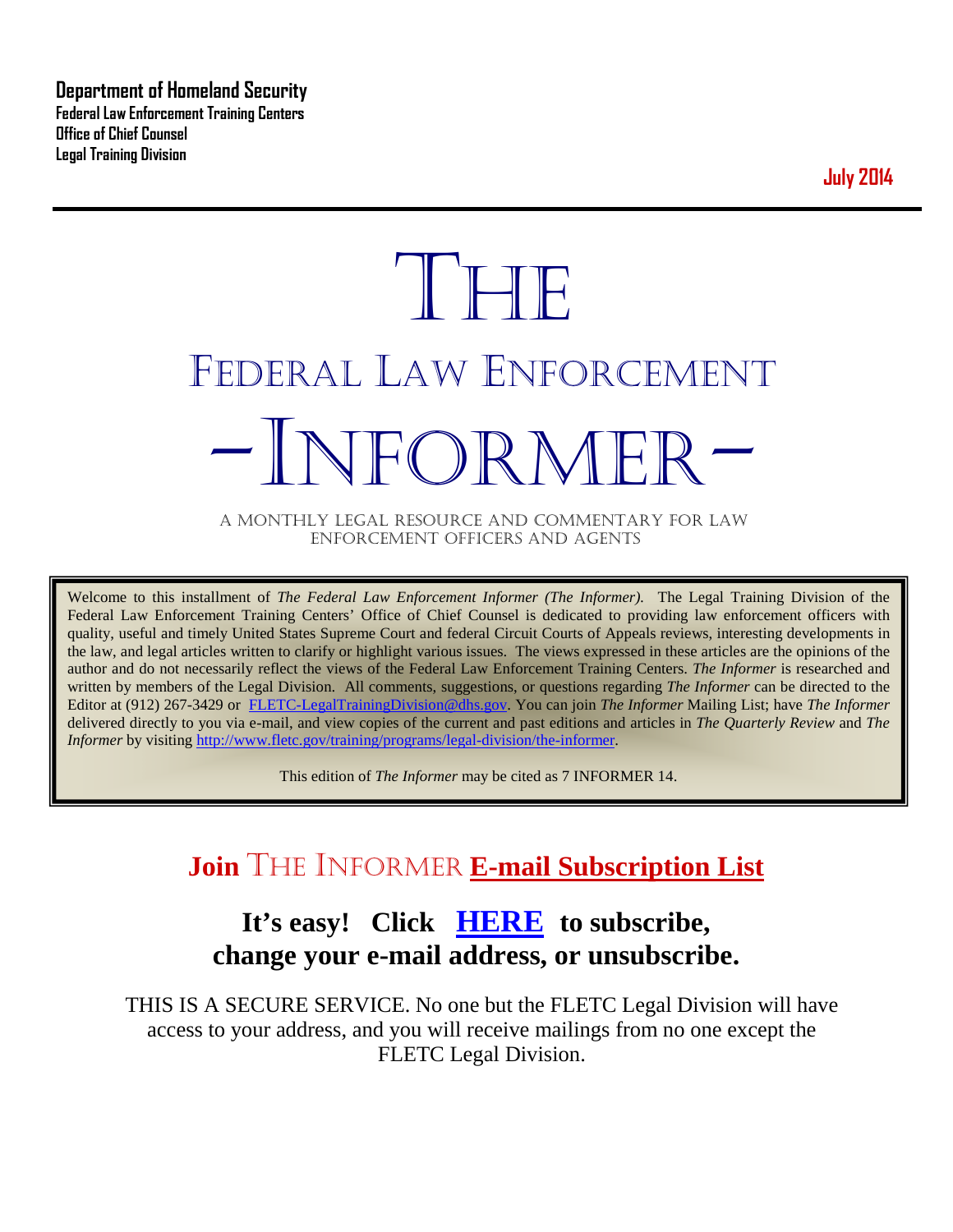**Department of Homeland Security**
**Federal Law Enforcement Training Centers**
**Office of Chief Counsel**
**Legal Training Division**

**July 2014**

# THE
# FEDERAL LAW ENFORCEMENT
# –INFORMER–

A MONTHLY LEGAL RESOURCE AND COMMENTARY FOR LAW ENFORCEMENT OFFICERS AND AGENTS

Welcome to this installment of *The Federal Law Enforcement Informer (The Informer).* The Legal Training Division of the Federal Law Enforcement Training Centers' Office of Chief Counsel is dedicated to providing law enforcement officers with quality, useful and timely United States Supreme Court and federal Circuit Courts of Appeals reviews, interesting developments in the law, and legal articles written to clarify or highlight various issues. The views expressed in these articles are the opinions of the author and do not necessarily reflect the views of the Federal Law Enforcement Training Centers. *The Informer* is researched and written by members of the Legal Division. All comments, suggestions, or questions regarding *The Informer* can be directed to the Editor at (912) 267-3429 or FLETC-LegalTrainingDivision@dhs.gov. You can join *The Informer* Mailing List; have *The Informer* delivered directly to you via e-mail, and view copies of the current and past editions and articles in *The Quarterly Review* and *The Informer* by visiting http://www.fletc.gov/training/programs/legal-division/the-informer.

This edition of *The Informer* may be cited as 7 INFORMER 14.

## Join THE INFORMER E-mail Subscription List

## It's easy! Click HERE to subscribe, change your e-mail address, or unsubscribe.

THIS IS A SECURE SERVICE. No one but the FLETC Legal Division will have access to your address, and you will receive mailings from no one except the FLETC Legal Division.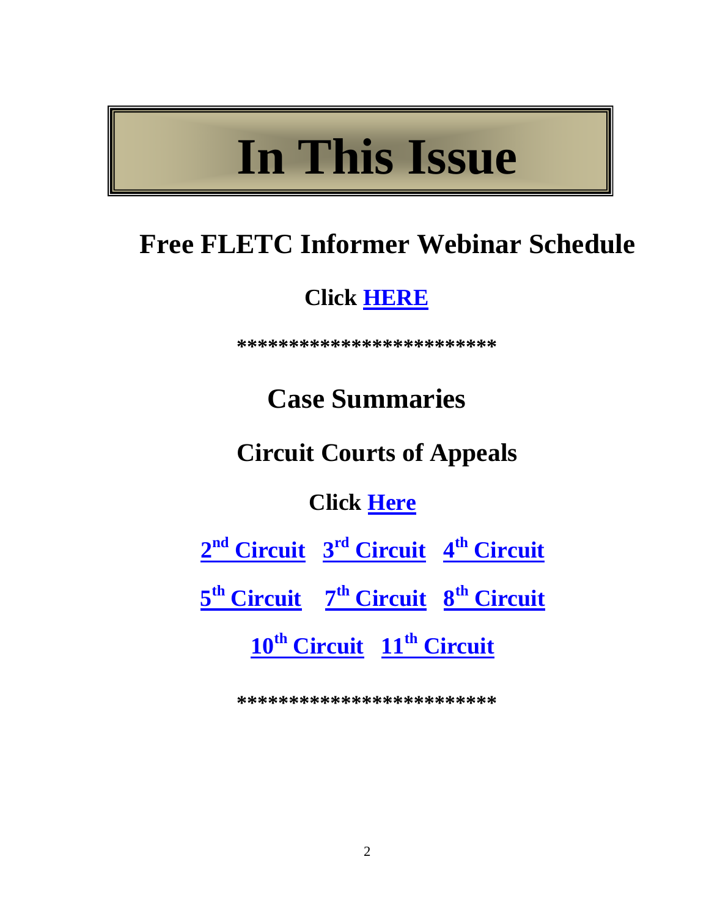# In This Issue

## Free FLETC Informer Webinar Schedule

**Click HERE**

*************************

## Case Summaries

## Circuit Courts of Appeals

**Click Here**

**2nd Circuit   3rd Circuit   4th Circuit**

**5th Circuit   7th Circuit   8th Circuit**

**10th Circuit   11th Circuit**

*************************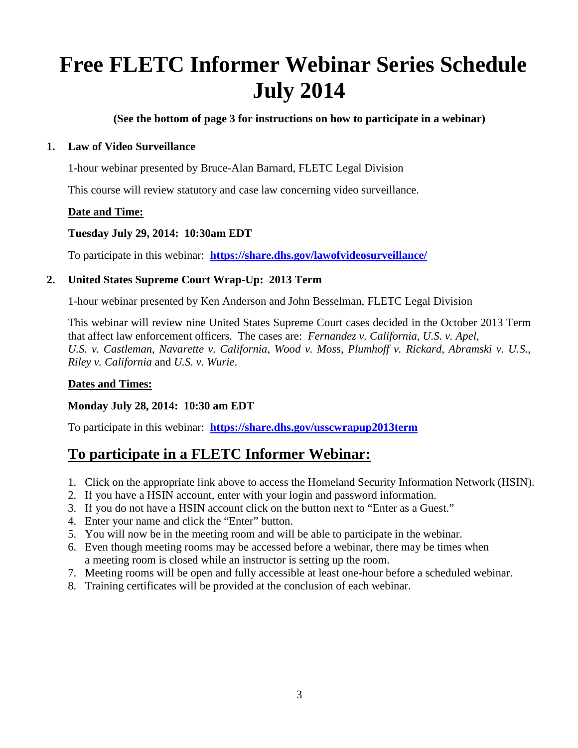# Free FLETC Informer Webinar Series Schedule July 2014

**(See the bottom of page 3 for instructions on how to participate in a webinar)**

## 1. Law of Video Surveillance

1-hour webinar presented by Bruce-Alan Barnard, FLETC Legal Division

This course will review statutory and case law concerning video surveillance.

**Date and Time:**

**Tuesday July 29, 2014: 10:30am EDT**

To participate in this webinar: **https://share.dhs.gov/lawofvideosurveillance/**

## 2. United States Supreme Court Wrap-Up: 2013 Term

1-hour webinar presented by Ken Anderson and John Besselman, FLETC Legal Division

This webinar will review nine United States Supreme Court cases decided in the October 2013 Term that affect law enforcement officers. The cases are: *Fernandez v. California*, *U.S. v. Apel*, *U.S. v. Castleman*, *Navarette v. California*, *Wood v. Moss*, *Plumhoff v. Rickard*, *Abramski v. U.S.*, *Riley v. California* and *U.S. v. Wurie*.

**Dates and Times:**

**Monday July 28, 2014: 10:30 am EDT**

To participate in this webinar: **https://share.dhs.gov/usscwrapup2013term**

## To participate in a FLETC Informer Webinar:

1. Click on the appropriate link above to access the Homeland Security Information Network (HSIN).
2. If you have a HSIN account, enter with your login and password information.
3. If you do not have a HSIN account click on the button next to "Enter as a Guest."
4. Enter your name and click the "Enter" button.
5. You will now be in the meeting room and will be able to participate in the webinar.
6. Even though meeting rooms may be accessed before a webinar, there may be times when a meeting room is closed while an instructor is setting up the room.
7. Meeting rooms will be open and fully accessible at least one-hour before a scheduled webinar.
8. Training certificates will be provided at the conclusion of each webinar.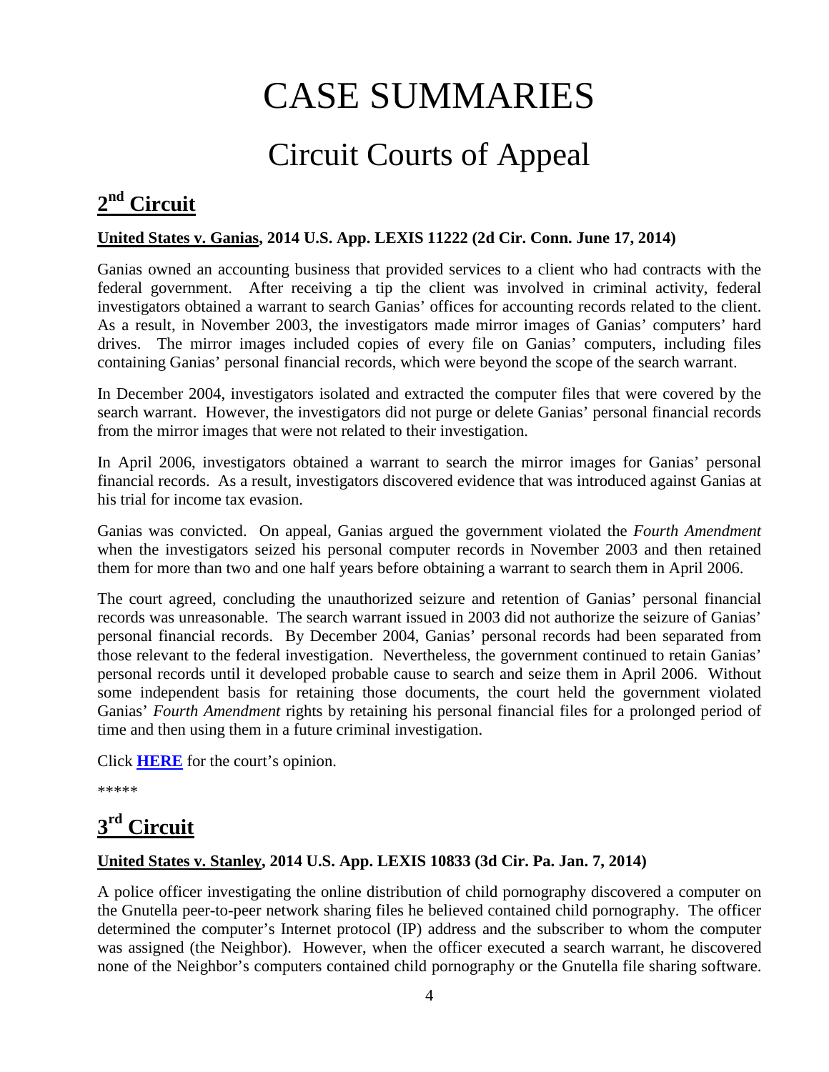# CASE SUMMARIES

## Circuit Courts of Appeal

### 2nd Circuit

**United States v. Ganias, 2014 U.S. App. LEXIS 11222 (2d Cir. Conn. June 17, 2014)**

Ganias owned an accounting business that provided services to a client who had contracts with the federal government. After receiving a tip the client was involved in criminal activity, federal investigators obtained a warrant to search Ganias' offices for accounting records related to the client. As a result, in November 2003, the investigators made mirror images of Ganias' computers' hard drives. The mirror images included copies of every file on Ganias' computers, including files containing Ganias' personal financial records, which were beyond the scope of the search warrant.

In December 2004, investigators isolated and extracted the computer files that were covered by the search warrant. However, the investigators did not purge or delete Ganias' personal financial records from the mirror images that were not related to their investigation.

In April 2006, investigators obtained a warrant to search the mirror images for Ganias' personal financial records. As a result, investigators discovered evidence that was introduced against Ganias at his trial for income tax evasion.

Ganias was convicted. On appeal, Ganias argued the government violated the *Fourth Amendment* when the investigators seized his personal computer records in November 2003 and then retained them for more than two and one half years before obtaining a warrant to search them in April 2006.

The court agreed, concluding the unauthorized seizure and retention of Ganias' personal financial records was unreasonable. The search warrant issued in 2003 did not authorize the seizure of Ganias' personal financial records. By December 2004, Ganias' personal records had been separated from those relevant to the federal investigation. Nevertheless, the government continued to retain Ganias' personal records until it developed probable cause to search and seize them in April 2006. Without some independent basis for retaining those documents, the court held the government violated Ganias' *Fourth Amendment* rights by retaining his personal financial files for a prolonged period of time and then using them in a future criminal investigation.

Click **HERE** for the court's opinion.

*****

### 3rd Circuit

**United States v. Stanley, 2014 U.S. App. LEXIS 10833 (3d Cir. Pa. Jan. 7, 2014)**

A police officer investigating the online distribution of child pornography discovered a computer on the Gnutella peer-to-peer network sharing files he believed contained child pornography. The officer determined the computer's Internet protocol (IP) address and the subscriber to whom the computer was assigned (the Neighbor). However, when the officer executed a search warrant, he discovered none of the Neighbor's computers contained child pornography or the Gnutella file sharing software.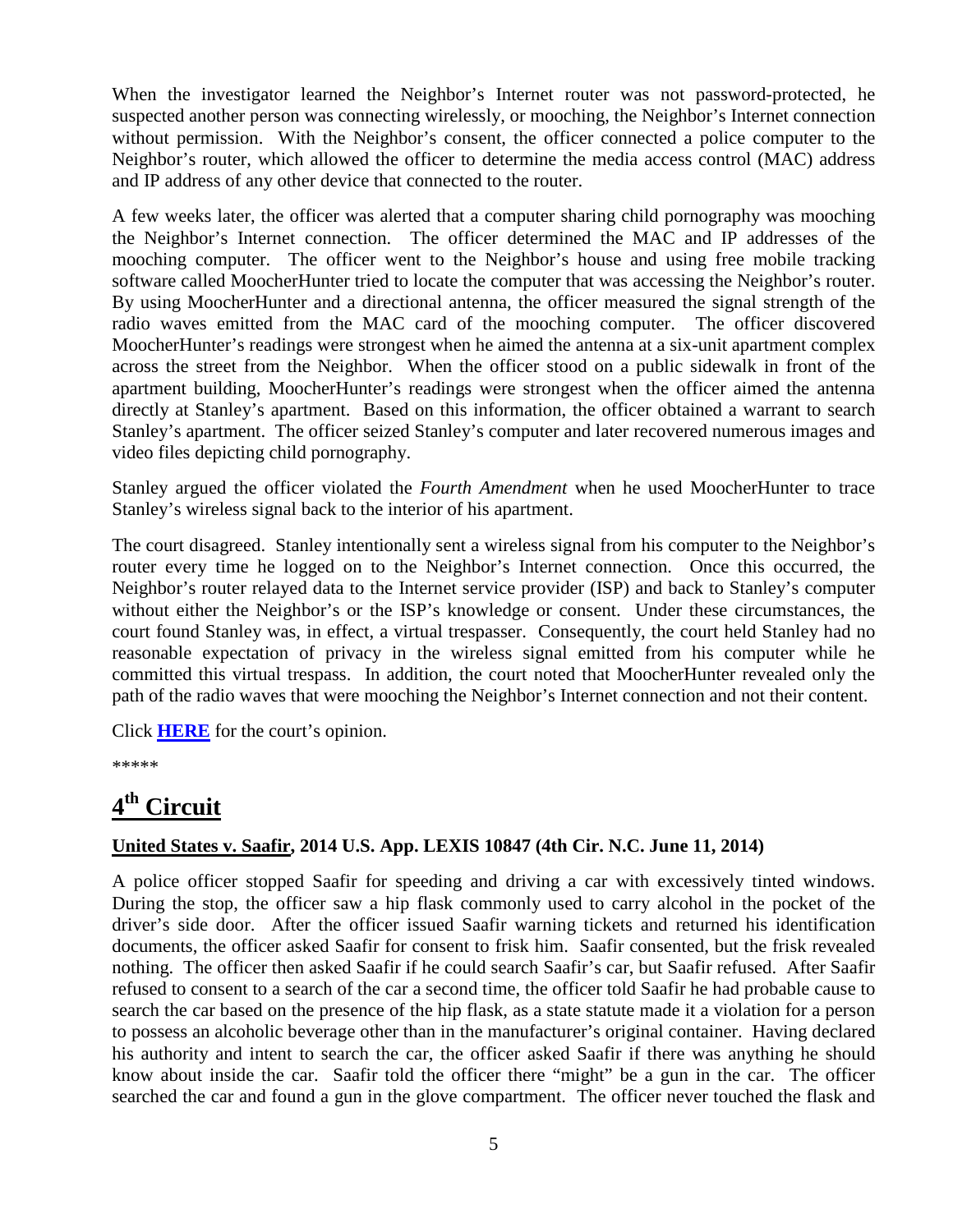When the investigator learned the Neighbor's Internet router was not password-protected, he suspected another person was connecting wirelessly, or mooching, the Neighbor's Internet connection without permission. With the Neighbor's consent, the officer connected a police computer to the Neighbor's router, which allowed the officer to determine the media access control (MAC) address and IP address of any other device that connected to the router.

A few weeks later, the officer was alerted that a computer sharing child pornography was mooching the Neighbor's Internet connection. The officer determined the MAC and IP addresses of the mooching computer. The officer went to the Neighbor's house and using free mobile tracking software called MoocherHunter tried to locate the computer that was accessing the Neighbor's router. By using MoocherHunter and a directional antenna, the officer measured the signal strength of the radio waves emitted from the MAC card of the mooching computer. The officer discovered MoocherHunter's readings were strongest when he aimed the antenna at a six-unit apartment complex across the street from the Neighbor. When the officer stood on a public sidewalk in front of the apartment building, MoocherHunter's readings were strongest when the officer aimed the antenna directly at Stanley's apartment. Based on this information, the officer obtained a warrant to search Stanley's apartment. The officer seized Stanley's computer and later recovered numerous images and video files depicting child pornography.

Stanley argued the officer violated the *Fourth Amendment* when he used MoocherHunter to trace Stanley's wireless signal back to the interior of his apartment.

The court disagreed. Stanley intentionally sent a wireless signal from his computer to the Neighbor's router every time he logged on to the Neighbor's Internet connection. Once this occurred, the Neighbor's router relayed data to the Internet service provider (ISP) and back to Stanley's computer without either the Neighbor's or the ISP's knowledge or consent. Under these circumstances, the court found Stanley was, in effect, a virtual trespasser. Consequently, the court held Stanley had no reasonable expectation of privacy in the wireless signal emitted from his computer while he committed this virtual trespass. In addition, the court noted that MoocherHunter revealed only the path of the radio waves that were mooching the Neighbor's Internet connection and not their content.

Click **HERE** for the court's opinion.

*****

# 4th Circuit

**United States v. Saafir, 2014 U.S. App. LEXIS 10847 (4th Cir. N.C. June 11, 2014)**

A police officer stopped Saafir for speeding and driving a car with excessively tinted windows. During the stop, the officer saw a hip flask commonly used to carry alcohol in the pocket of the driver's side door. After the officer issued Saafir warning tickets and returned his identification documents, the officer asked Saafir for consent to frisk him. Saafir consented, but the frisk revealed nothing. The officer then asked Saafir if he could search Saafir's car, but Saafir refused. After Saafir refused to consent to a search of the car a second time, the officer told Saafir he had probable cause to search the car based on the presence of the hip flask, as a state statute made it a violation for a person to possess an alcoholic beverage other than in the manufacturer's original container. Having declared his authority and intent to search the car, the officer asked Saafir if there was anything he should know about inside the car. Saafir told the officer there "might" be a gun in the car. The officer searched the car and found a gun in the glove compartment. The officer never touched the flask and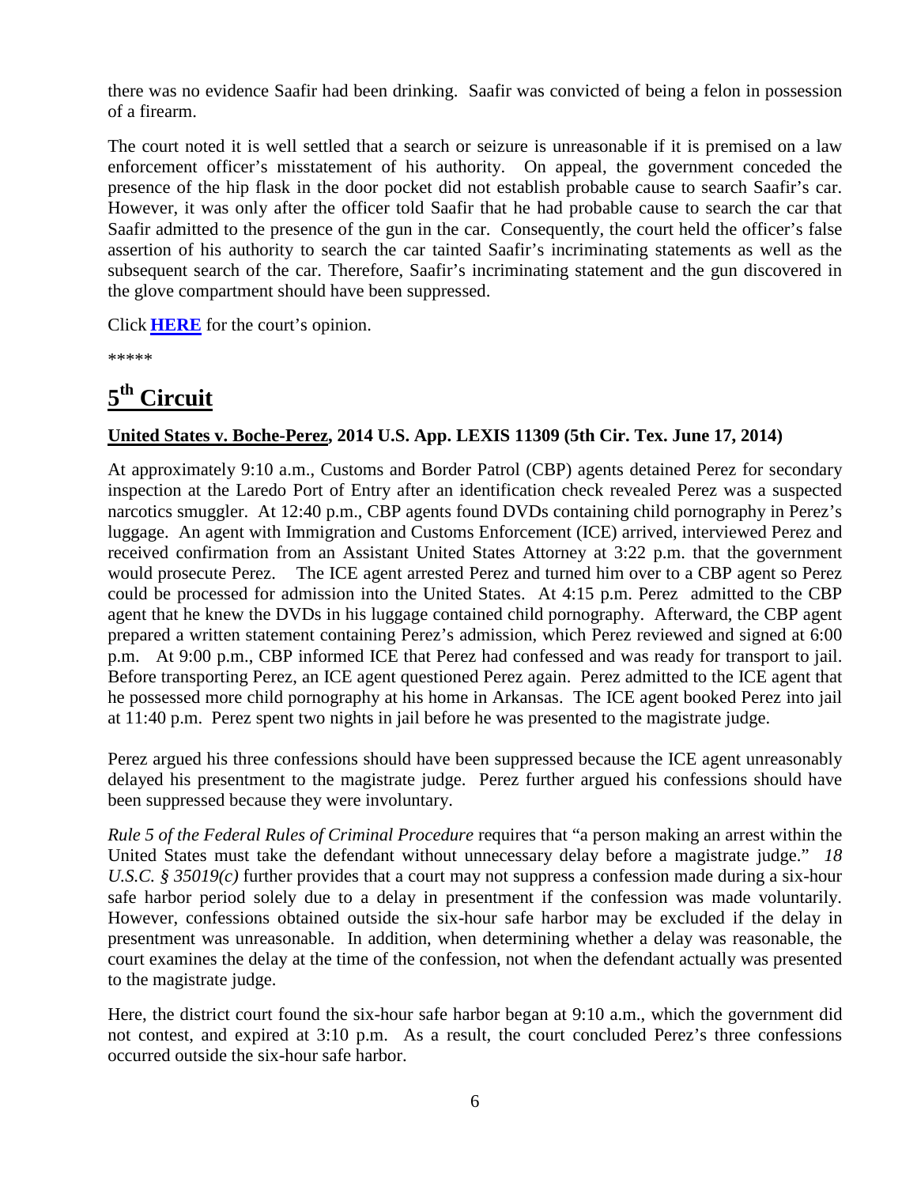there was no evidence Saafir had been drinking. Saafir was convicted of being a felon in possession of a firearm.

The court noted it is well settled that a search or seizure is unreasonable if it is premised on a law enforcement officer's misstatement of his authority. On appeal, the government conceded the presence of the hip flask in the door pocket did not establish probable cause to search Saafir's car. However, it was only after the officer told Saafir that he had probable cause to search the car that Saafir admitted to the presence of the gun in the car. Consequently, the court held the officer's false assertion of his authority to search the car tainted Saafir's incriminating statements as well as the subsequent search of the car. Therefore, Saafir's incriminating statement and the gun discovered in the glove compartment should have been suppressed.

Click **HERE** for the court's opinion.

*****

# 5th Circuit

**United States v. Boche-Perez, 2014 U.S. App. LEXIS 11309 (5th Cir. Tex. June 17, 2014)**

At approximately 9:10 a.m., Customs and Border Patrol (CBP) agents detained Perez for secondary inspection at the Laredo Port of Entry after an identification check revealed Perez was a suspected narcotics smuggler. At 12:40 p.m., CBP agents found DVDs containing child pornography in Perez's luggage. An agent with Immigration and Customs Enforcement (ICE) arrived, interviewed Perez and received confirmation from an Assistant United States Attorney at 3:22 p.m. that the government would prosecute Perez. The ICE agent arrested Perez and turned him over to a CBP agent so Perez could be processed for admission into the United States. At 4:15 p.m. Perez admitted to the CBP agent that he knew the DVDs in his luggage contained child pornography. Afterward, the CBP agent prepared a written statement containing Perez's admission, which Perez reviewed and signed at 6:00 p.m. At 9:00 p.m., CBP informed ICE that Perez had confessed and was ready for transport to jail. Before transporting Perez, an ICE agent questioned Perez again. Perez admitted to the ICE agent that he possessed more child pornography at his home in Arkansas. The ICE agent booked Perez into jail at 11:40 p.m. Perez spent two nights in jail before he was presented to the magistrate judge.

Perez argued his three confessions should have been suppressed because the ICE agent unreasonably delayed his presentment to the magistrate judge. Perez further argued his confessions should have been suppressed because they were involuntary.

*Rule 5 of the Federal Rules of Criminal Procedure* requires that "a person making an arrest within the United States must take the defendant without unnecessary delay before a magistrate judge." *18 U.S.C. § 35019(c)* further provides that a court may not suppress a confession made during a six-hour safe harbor period solely due to a delay in presentment if the confession was made voluntarily. However, confessions obtained outside the six-hour safe harbor may be excluded if the delay in presentment was unreasonable. In addition, when determining whether a delay was reasonable, the court examines the delay at the time of the confession, not when the defendant actually was presented to the magistrate judge.

Here, the district court found the six-hour safe harbor began at 9:10 a.m., which the government did not contest, and expired at 3:10 p.m. As a result, the court concluded Perez's three confessions occurred outside the six-hour safe harbor.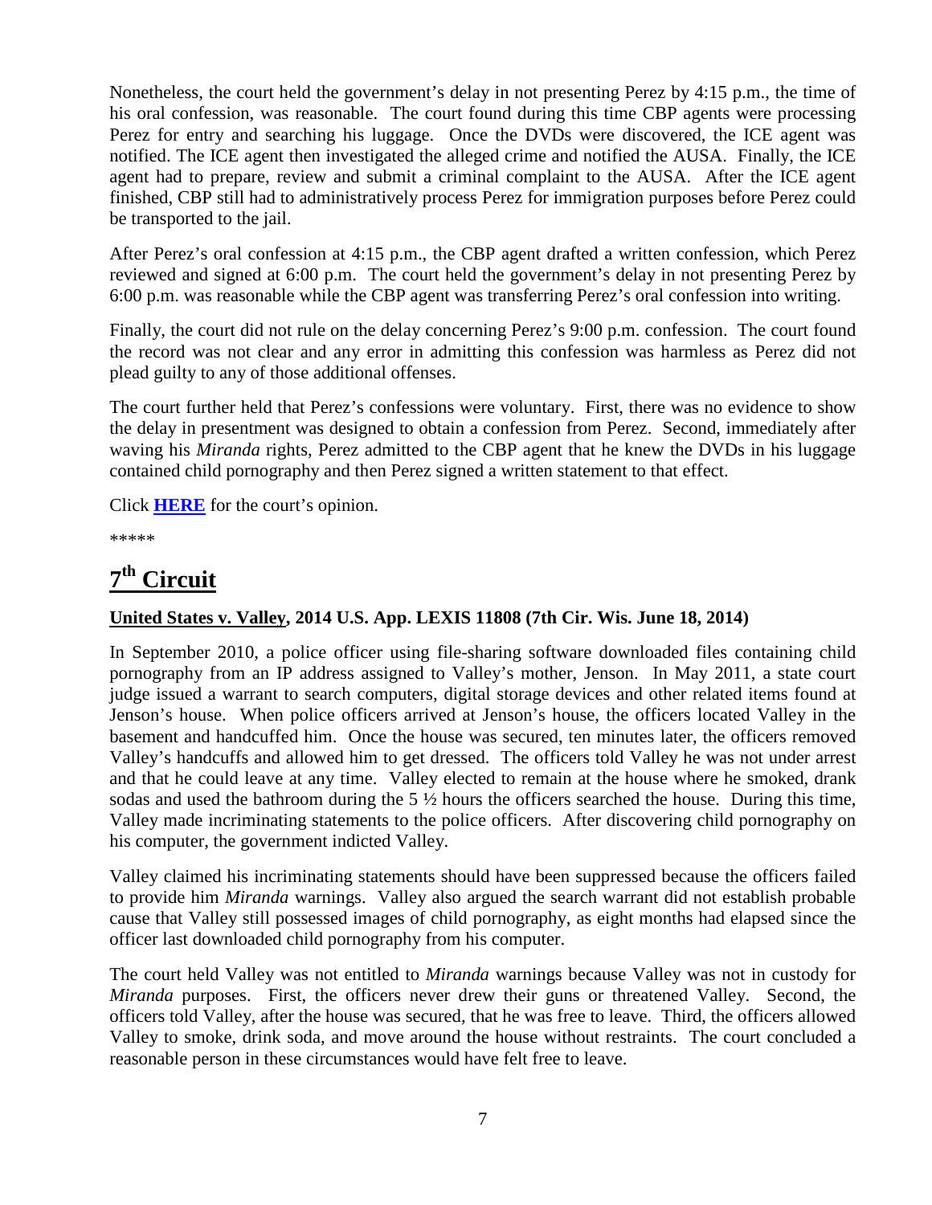Nonetheless, the court held the government's delay in not presenting Perez by 4:15 p.m., the time of his oral confession, was reasonable. The court found during this time CBP agents were processing Perez for entry and searching his luggage. Once the DVDs were discovered, the ICE agent was notified. The ICE agent then investigated the alleged crime and notified the AUSA. Finally, the ICE agent had to prepare, review and submit a criminal complaint to the AUSA. After the ICE agent finished, CBP still had to administratively process Perez for immigration purposes before Perez could be transported to the jail.

After Perez's oral confession at 4:15 p.m., the CBP agent drafted a written confession, which Perez reviewed and signed at 6:00 p.m. The court held the government's delay in not presenting Perez by 6:00 p.m. was reasonable while the CBP agent was transferring Perez's oral confession into writing.

Finally, the court did not rule on the delay concerning Perez's 9:00 p.m. confession. The court found the record was not clear and any error in admitting this confession was harmless as Perez did not plead guilty to any of those additional offenses.

The court further held that Perez's confessions were voluntary. First, there was no evidence to show the delay in presentment was designed to obtain a confession from Perez. Second, immediately after waving his *Miranda* rights, Perez admitted to the CBP agent that he knew the DVDs in his luggage contained child pornography and then Perez signed a written statement to that effect.

Click **HERE** for the court's opinion.

*****

# 7th Circuit

**United States v. Valley, 2014 U.S. App. LEXIS 11808 (7th Cir. Wis. June 18, 2014)**

In September 2010, a police officer using file-sharing software downloaded files containing child pornography from an IP address assigned to Valley's mother, Jenson. In May 2011, a state court judge issued a warrant to search computers, digital storage devices and other related items found at Jenson's house. When police officers arrived at Jenson's house, the officers located Valley in the basement and handcuffed him. Once the house was secured, ten minutes later, the officers removed Valley's handcuffs and allowed him to get dressed. The officers told Valley he was not under arrest and that he could leave at any time. Valley elected to remain at the house where he smoked, drank sodas and used the bathroom during the 5 ½ hours the officers searched the house. During this time, Valley made incriminating statements to the police officers. After discovering child pornography on his computer, the government indicted Valley.

Valley claimed his incriminating statements should have been suppressed because the officers failed to provide him *Miranda* warnings. Valley also argued the search warrant did not establish probable cause that Valley still possessed images of child pornography, as eight months had elapsed since the officer last downloaded child pornography from his computer.

The court held Valley was not entitled to *Miranda* warnings because Valley was not in custody for *Miranda* purposes. First, the officers never drew their guns or threatened Valley. Second, the officers told Valley, after the house was secured, that he was free to leave. Third, the officers allowed Valley to smoke, drink soda, and move around the house without restraints. The court concluded a reasonable person in these circumstances would have felt free to leave.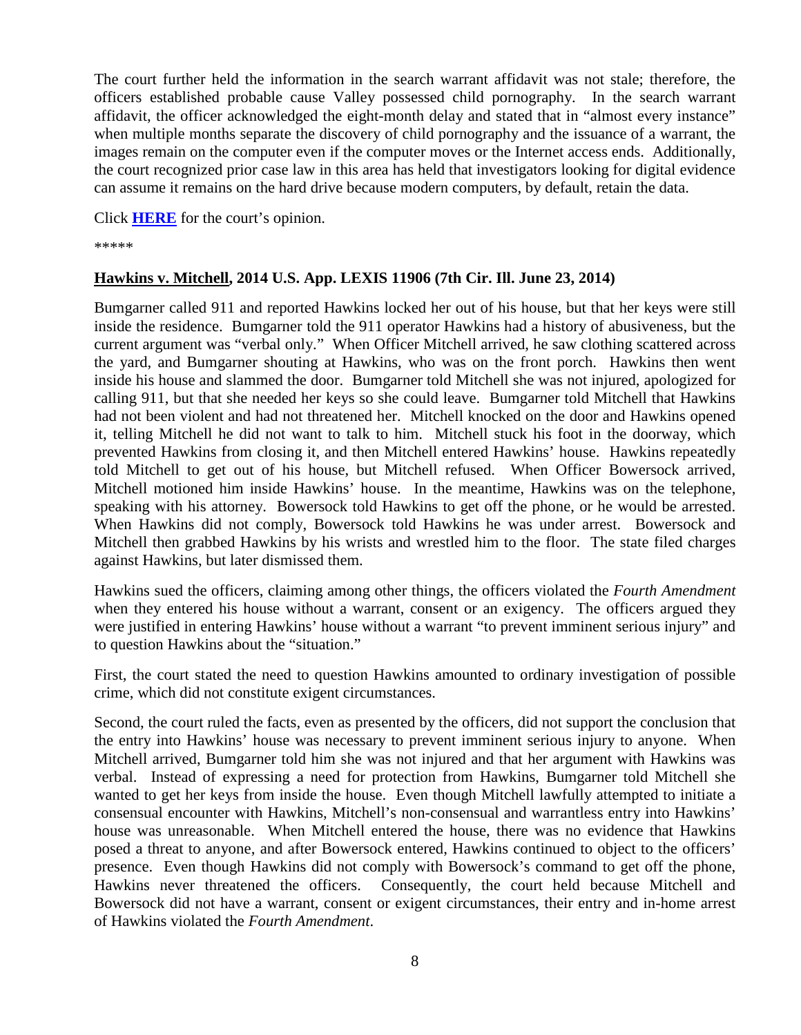The court further held the information in the search warrant affidavit was not stale; therefore, the officers established probable cause Valley possessed child pornography. In the search warrant affidavit, the officer acknowledged the eight-month delay and stated that in "almost every instance" when multiple months separate the discovery of child pornography and the issuance of a warrant, the images remain on the computer even if the computer moves or the Internet access ends. Additionally, the court recognized prior case law in this area has held that investigators looking for digital evidence can assume it remains on the hard drive because modern computers, by default, retain the data.

Click **HERE** for the court's opinion.

*****

**Hawkins v. Mitchell, 2014 U.S. App. LEXIS 11906 (7th Cir. Ill. June 23, 2014)**

Bumgarner called 911 and reported Hawkins locked her out of his house, but that her keys were still inside the residence. Bumgarner told the 911 operator Hawkins had a history of abusiveness, but the current argument was "verbal only." When Officer Mitchell arrived, he saw clothing scattered across the yard, and Bumgarner shouting at Hawkins, who was on the front porch. Hawkins then went inside his house and slammed the door. Bumgarner told Mitchell she was not injured, apologized for calling 911, but that she needed her keys so she could leave. Bumgarner told Mitchell that Hawkins had not been violent and had not threatened her. Mitchell knocked on the door and Hawkins opened it, telling Mitchell he did not want to talk to him. Mitchell stuck his foot in the doorway, which prevented Hawkins from closing it, and then Mitchell entered Hawkins' house. Hawkins repeatedly told Mitchell to get out of his house, but Mitchell refused. When Officer Bowersock arrived, Mitchell motioned him inside Hawkins' house. In the meantime, Hawkins was on the telephone, speaking with his attorney. Bowersock told Hawkins to get off the phone, or he would be arrested. When Hawkins did not comply, Bowersock told Hawkins he was under arrest. Bowersock and Mitchell then grabbed Hawkins by his wrists and wrestled him to the floor. The state filed charges against Hawkins, but later dismissed them.

Hawkins sued the officers, claiming among other things, the officers violated the *Fourth Amendment* when they entered his house without a warrant, consent or an exigency. The officers argued they were justified in entering Hawkins' house without a warrant "to prevent imminent serious injury" and to question Hawkins about the "situation."

First, the court stated the need to question Hawkins amounted to ordinary investigation of possible crime, which did not constitute exigent circumstances.

Second, the court ruled the facts, even as presented by the officers, did not support the conclusion that the entry into Hawkins' house was necessary to prevent imminent serious injury to anyone. When Mitchell arrived, Bumgarner told him she was not injured and that her argument with Hawkins was verbal. Instead of expressing a need for protection from Hawkins, Bumgarner told Mitchell she wanted to get her keys from inside the house. Even though Mitchell lawfully attempted to initiate a consensual encounter with Hawkins, Mitchell's non-consensual and warrantless entry into Hawkins' house was unreasonable. When Mitchell entered the house, there was no evidence that Hawkins posed a threat to anyone, and after Bowersock entered, Hawkins continued to object to the officers' presence. Even though Hawkins did not comply with Bowersock's command to get off the phone, Hawkins never threatened the officers. Consequently, the court held because Mitchell and Bowersock did not have a warrant, consent or exigent circumstances, their entry and in-home arrest of Hawkins violated the *Fourth Amendment*.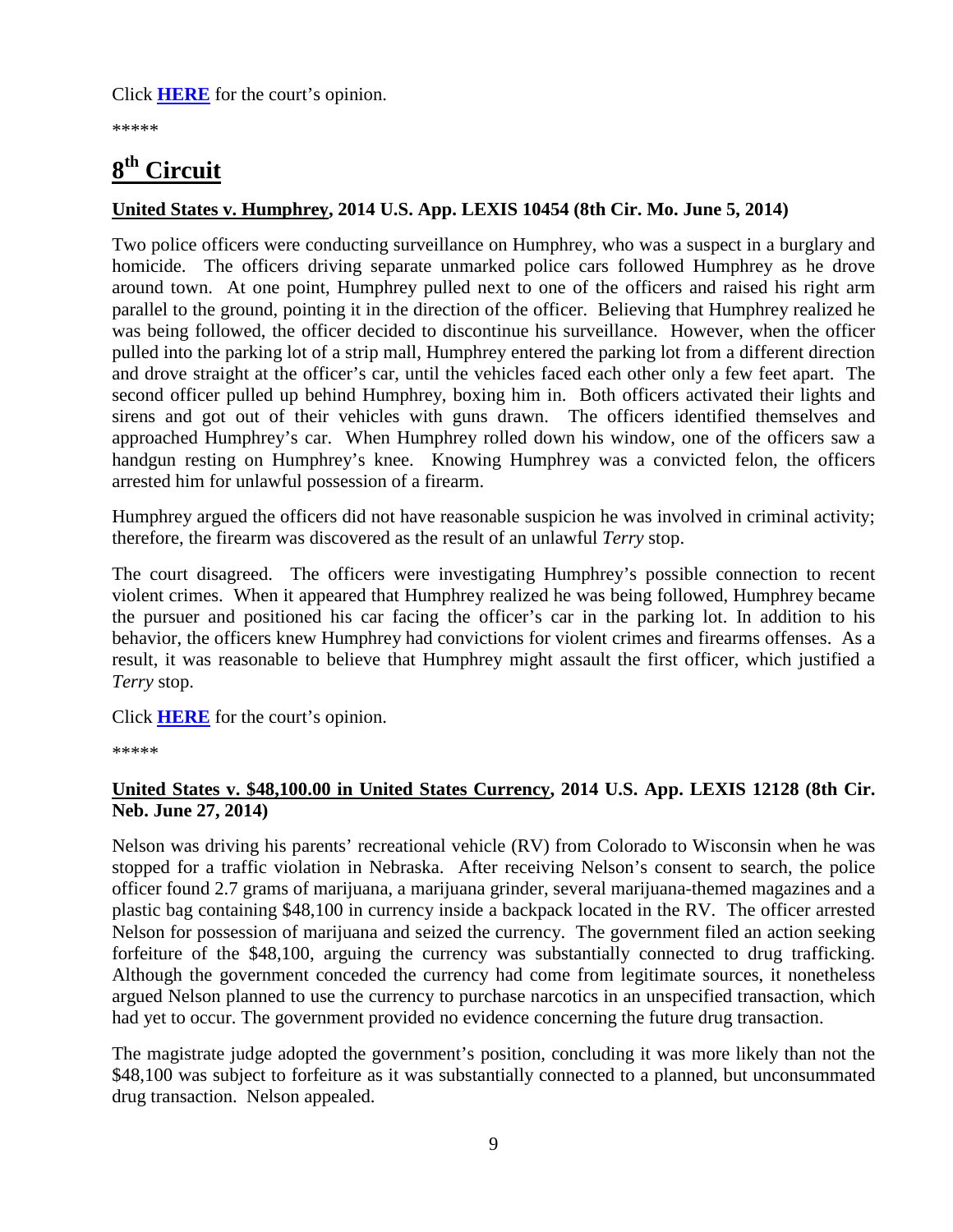Click **HERE** for the court's opinion.

*****

# 8th Circuit

**United States v. Humphrey, 2014 U.S. App. LEXIS 10454 (8th Cir. Mo. June 5, 2014)**

Two police officers were conducting surveillance on Humphrey, who was a suspect in a burglary and homicide. The officers driving separate unmarked police cars followed Humphrey as he drove around town. At one point, Humphrey pulled next to one of the officers and raised his right arm parallel to the ground, pointing it in the direction of the officer. Believing that Humphrey realized he was being followed, the officer decided to discontinue his surveillance. However, when the officer pulled into the parking lot of a strip mall, Humphrey entered the parking lot from a different direction and drove straight at the officer's car, until the vehicles faced each other only a few feet apart. The second officer pulled up behind Humphrey, boxing him in. Both officers activated their lights and sirens and got out of their vehicles with guns drawn. The officers identified themselves and approached Humphrey's car. When Humphrey rolled down his window, one of the officers saw a handgun resting on Humphrey's knee. Knowing Humphrey was a convicted felon, the officers arrested him for unlawful possession of a firearm.

Humphrey argued the officers did not have reasonable suspicion he was involved in criminal activity; therefore, the firearm was discovered as the result of an unlawful *Terry* stop.

The court disagreed. The officers were investigating Humphrey's possible connection to recent violent crimes. When it appeared that Humphrey realized he was being followed, Humphrey became the pursuer and positioned his car facing the officer's car in the parking lot. In addition to his behavior, the officers knew Humphrey had convictions for violent crimes and firearms offenses. As a result, it was reasonable to believe that Humphrey might assault the first officer, which justified a *Terry* stop.

Click **HERE** for the court's opinion.

*****

**United States v. $48,100.00 in United States Currency, 2014 U.S. App. LEXIS 12128 (8th Cir. Neb. June 27, 2014)**

Nelson was driving his parents' recreational vehicle (RV) from Colorado to Wisconsin when he was stopped for a traffic violation in Nebraska. After receiving Nelson's consent to search, the police officer found 2.7 grams of marijuana, a marijuana grinder, several marijuana-themed magazines and a plastic bag containing $48,100 in currency inside a backpack located in the RV. The officer arrested Nelson for possession of marijuana and seized the currency. The government filed an action seeking forfeiture of the $48,100, arguing the currency was substantially connected to drug trafficking. Although the government conceded the currency had come from legitimate sources, it nonetheless argued Nelson planned to use the currency to purchase narcotics in an unspecified transaction, which had yet to occur. The government provided no evidence concerning the future drug transaction.

The magistrate judge adopted the government's position, concluding it was more likely than not the $48,100 was subject to forfeiture as it was substantially connected to a planned, but unconsummated drug transaction. Nelson appealed.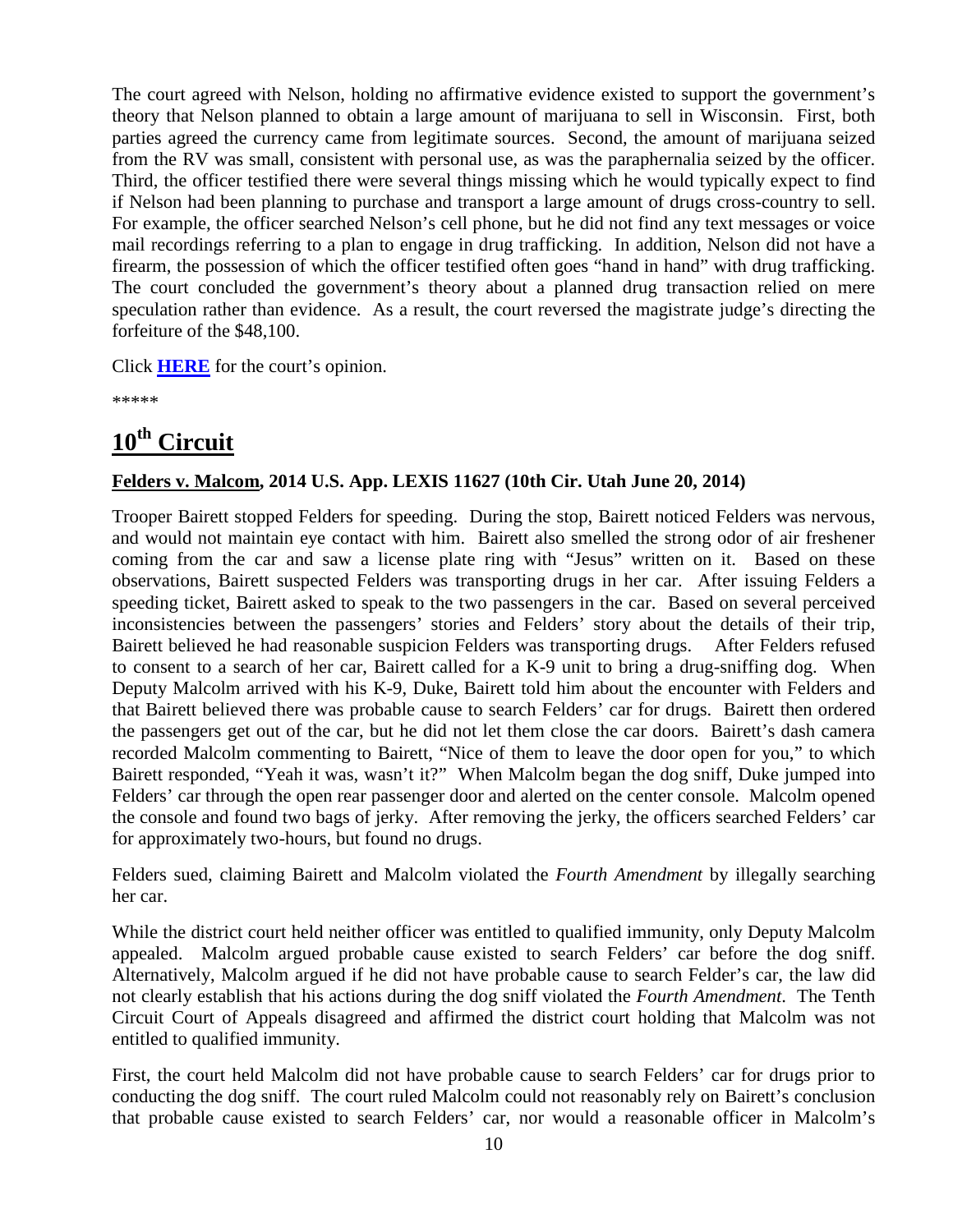The court agreed with Nelson, holding no affirmative evidence existed to support the government's theory that Nelson planned to obtain a large amount of marijuana to sell in Wisconsin. First, both parties agreed the currency came from legitimate sources. Second, the amount of marijuana seized from the RV was small, consistent with personal use, as was the paraphernalia seized by the officer. Third, the officer testified there were several things missing which he would typically expect to find if Nelson had been planning to purchase and transport a large amount of drugs cross-country to sell. For example, the officer searched Nelson's cell phone, but he did not find any text messages or voice mail recordings referring to a plan to engage in drug trafficking. In addition, Nelson did not have a firearm, the possession of which the officer testified often goes "hand in hand" with drug trafficking. The court concluded the government's theory about a planned drug transaction relied on mere speculation rather than evidence. As a result, the court reversed the magistrate judge's directing the forfeiture of the $48,100.

Click **HERE** for the court's opinion.

*****

# 10th Circuit

### Felders v. Malcom, 2014 U.S. App. LEXIS 11627 (10th Cir. Utah June 20, 2014)

Trooper Bairett stopped Felders for speeding. During the stop, Bairett noticed Felders was nervous, and would not maintain eye contact with him. Bairett also smelled the strong odor of air freshener coming from the car and saw a license plate ring with "Jesus" written on it. Based on these observations, Bairett suspected Felders was transporting drugs in her car. After issuing Felders a speeding ticket, Bairett asked to speak to the two passengers in the car. Based on several perceived inconsistencies between the passengers' stories and Felders' story about the details of their trip, Bairett believed he had reasonable suspicion Felders was transporting drugs. After Felders refused to consent to a search of her car, Bairett called for a K-9 unit to bring a drug-sniffing dog. When Deputy Malcolm arrived with his K-9, Duke, Bairett told him about the encounter with Felders and that Bairett believed there was probable cause to search Felders' car for drugs. Bairett then ordered the passengers get out of the car, but he did not let them close the car doors. Bairett's dash camera recorded Malcolm commenting to Bairett, "Nice of them to leave the door open for you," to which Bairett responded, "Yeah it was, wasn't it?" When Malcolm began the dog sniff, Duke jumped into Felders' car through the open rear passenger door and alerted on the center console. Malcolm opened the console and found two bags of jerky. After removing the jerky, the officers searched Felders' car for approximately two-hours, but found no drugs.

Felders sued, claiming Bairett and Malcolm violated the *Fourth Amendment* by illegally searching her car.

While the district court held neither officer was entitled to qualified immunity, only Deputy Malcolm appealed. Malcolm argued probable cause existed to search Felders' car before the dog sniff. Alternatively, Malcolm argued if he did not have probable cause to search Felder's car, the law did not clearly establish that his actions during the dog sniff violated the *Fourth Amendment*. The Tenth Circuit Court of Appeals disagreed and affirmed the district court holding that Malcolm was not entitled to qualified immunity.

First, the court held Malcolm did not have probable cause to search Felders' car for drugs prior to conducting the dog sniff. The court ruled Malcolm could not reasonably rely on Bairett's conclusion that probable cause existed to search Felders' car, nor would a reasonable officer in Malcolm's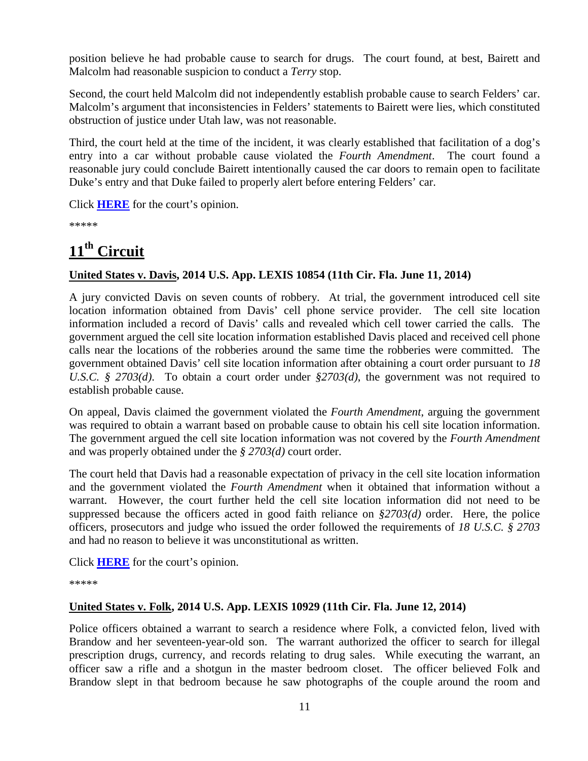position believe he had probable cause to search for drugs. The court found, at best, Bairett and Malcolm had reasonable suspicion to conduct a *Terry* stop.

Second, the court held Malcolm did not independently establish probable cause to search Felders' car. Malcolm's argument that inconsistencies in Felders' statements to Bairett were lies, which constituted obstruction of justice under Utah law, was not reasonable.

Third, the court held at the time of the incident, it was clearly established that facilitation of a dog's entry into a car without probable cause violated the *Fourth Amendment*. The court found a reasonable jury could conclude Bairett intentionally caused the car doors to remain open to facilitate Duke's entry and that Duke failed to properly alert before entering Felders' car.

Click **HERE** for the court's opinion.

*****

# 11th Circuit

**United States v. Davis, 2014 U.S. App. LEXIS 10854 (11th Cir. Fla. June 11, 2014)**

A jury convicted Davis on seven counts of robbery. At trial, the government introduced cell site location information obtained from Davis' cell phone service provider. The cell site location information included a record of Davis' calls and revealed which cell tower carried the calls. The government argued the cell site location information established Davis placed and received cell phone calls near the locations of the robberies around the same time the robberies were committed. The government obtained Davis' cell site location information after obtaining a court order pursuant to *18 U.S.C. § 2703(d)*. To obtain a court order under *§2703(d)*, the government was not required to establish probable cause.

On appeal, Davis claimed the government violated the *Fourth Amendment*, arguing the government was required to obtain a warrant based on probable cause to obtain his cell site location information. The government argued the cell site location information was not covered by the *Fourth Amendment* and was properly obtained under the *§ 2703(d)* court order.

The court held that Davis had a reasonable expectation of privacy in the cell site location information and the government violated the *Fourth Amendment* when it obtained that information without a warrant. However, the court further held the cell site location information did not need to be suppressed because the officers acted in good faith reliance on *§2703(d)* order. Here, the police officers, prosecutors and judge who issued the order followed the requirements of *18 U.S.C. § 2703* and had no reason to believe it was unconstitutional as written.

Click **HERE** for the court's opinion.

*****

**United States v. Folk, 2014 U.S. App. LEXIS 10929 (11th Cir. Fla. June 12, 2014)**

Police officers obtained a warrant to search a residence where Folk, a convicted felon, lived with Brandow and her seventeen-year-old son. The warrant authorized the officer to search for illegal prescription drugs, currency, and records relating to drug sales. While executing the warrant, an officer saw a rifle and a shotgun in the master bedroom closet. The officer believed Folk and Brandow slept in that bedroom because he saw photographs of the couple around the room and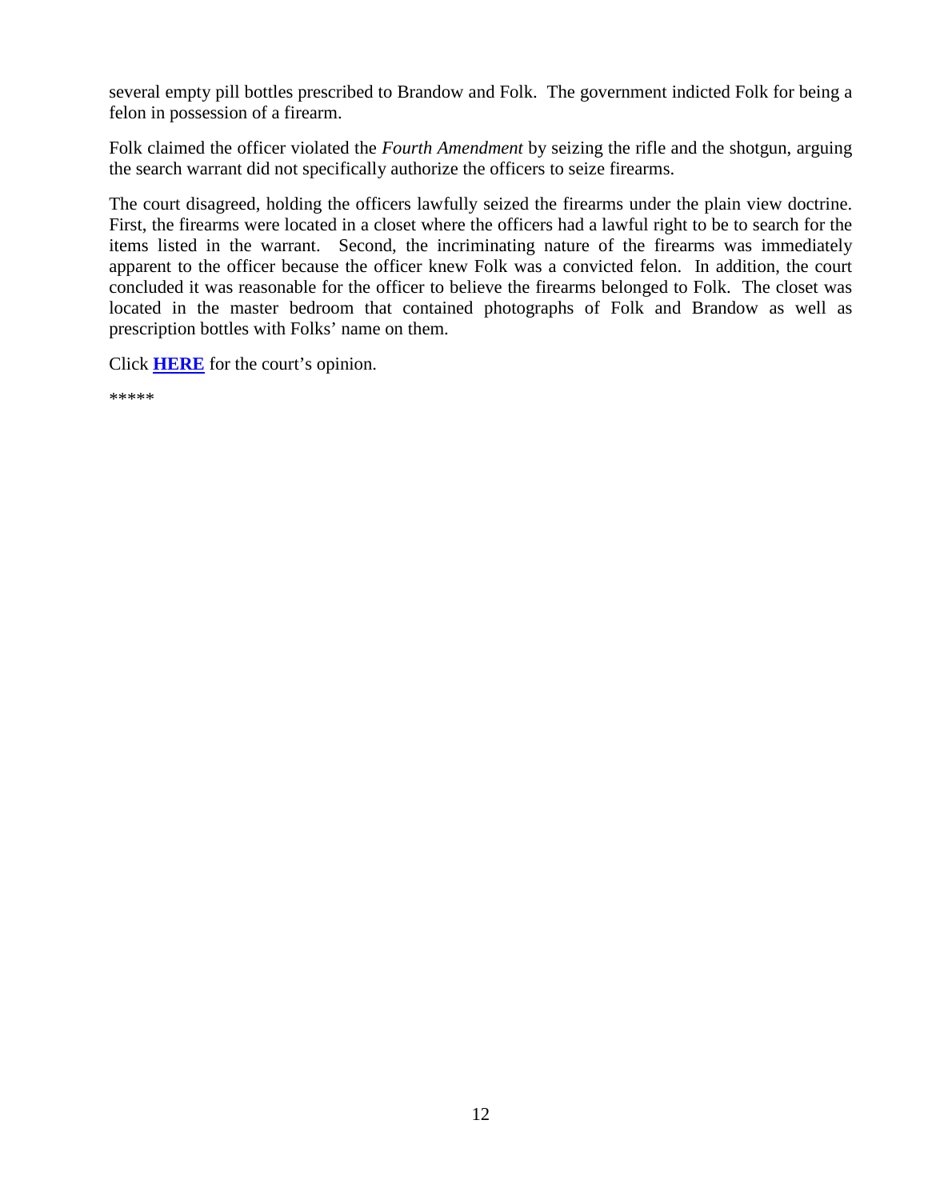several empty pill bottles prescribed to Brandow and Folk. The government indicted Folk for being a felon in possession of a firearm.

Folk claimed the officer violated the *Fourth Amendment* by seizing the rifle and the shotgun, arguing the search warrant did not specifically authorize the officers to seize firearms.

The court disagreed, holding the officers lawfully seized the firearms under the plain view doctrine. First, the firearms were located in a closet where the officers had a lawful right to be to search for the items listed in the warrant. Second, the incriminating nature of the firearms was immediately apparent to the officer because the officer knew Folk was a convicted felon. In addition, the court concluded it was reasonable for the officer to believe the firearms belonged to Folk. The closet was located in the master bedroom that contained photographs of Folk and Brandow as well as prescription bottles with Folks' name on them.

Click **HERE** for the court's opinion.

*****